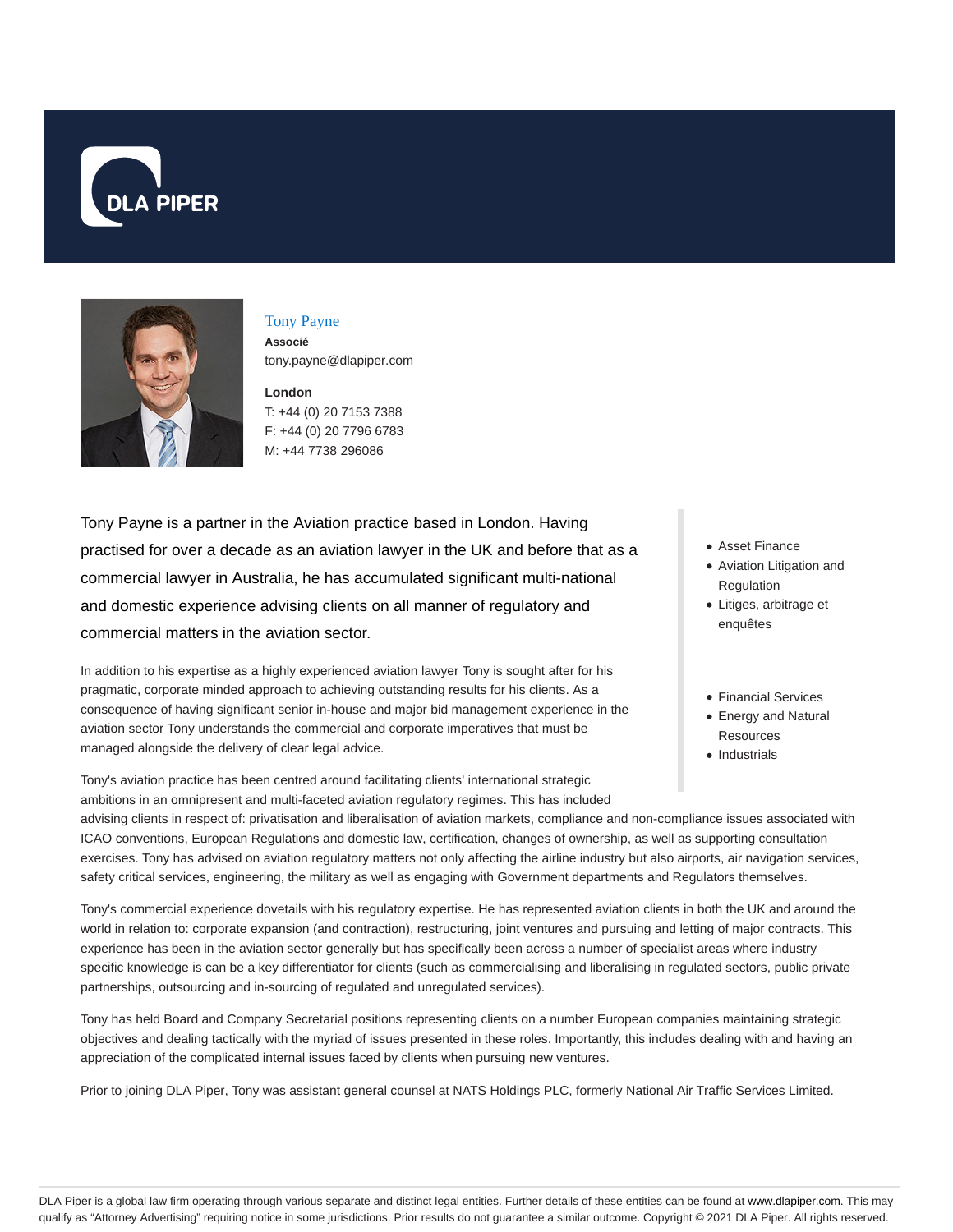# Tony Payne

**Associé**

tony.payne@dlapiper.com

**London**

T: +44 (0) 20 7153 7388

F: +44 (0) 20 7796 6783

M: +44 7738 296086

Tony Payne is a partner in the Aviation practice based in London. Having practised for over a decade as an aviation lawyer in the UK and before that as a commercial lawyer in Australia, he has accumulated significant multi-national and domestic experience advising clients on all manner of regulatory and commercial matters in the aviation sector.

- Asset Finance
- Aviation Litigation and Regulation
- Litiges, arbitrage et enquêtes

- Financial Services
- Energy and Natural Resources
- Industrials

In addition to his expertise as a highly experienced aviation lawyer Tony is sought after for his pragmatic, corporate minded approach to achieving outstanding results for his clients. As a consequence of having significant senior in-house and major bid management experience in the aviation sector Tony understands the commercial and corporate imperatives that must be managed alongside the delivery of clear legal advice.

Tony's aviation practice has been centred around facilitating clients' international strategic ambitions in an omnipresent and multi-faceted aviation regulatory regimes. This has included advising clients in respect of: privatisation and liberalisation of aviation markets, compliance and non-compliance issues associated with ICAO conventions, European Regulations and domestic law, certification, changes of ownership, as well as supporting consultation exercises. Tony has advised on aviation regulatory matters not only affecting the airline industry but also airports, air navigation services, safety critical services, engineering, the military as well as engaging with Government departments and Regulators themselves.

Tony's commercial experience dovetails with his regulatory expertise. He has represented aviation clients in both the UK and around the world in relation to: corporate expansion (and contraction), restructuring, joint ventures and pursuing and letting of major contracts. This experience has been in the aviation sector generally but has specifically been across a number of specialist areas where industry specific knowledge is can be a key differentiator for clients (such as commercialising and liberalising in regulated sectors, public private partnerships, outsourcing and in-sourcing of regulated and unregulated services).

Tony has held Board and Company Secretarial positions representing clients on a number European companies maintaining strategic objectives and dealing tactically with the myriad of issues presented in these roles. Importantly, this includes dealing with and having an appreciation of the complicated internal issues faced by clients when pursuing new ventures.

Prior to joining DLA Piper, Tony was assistant general counsel at NATS Holdings PLC, formerly National Air Traffic Services Limited.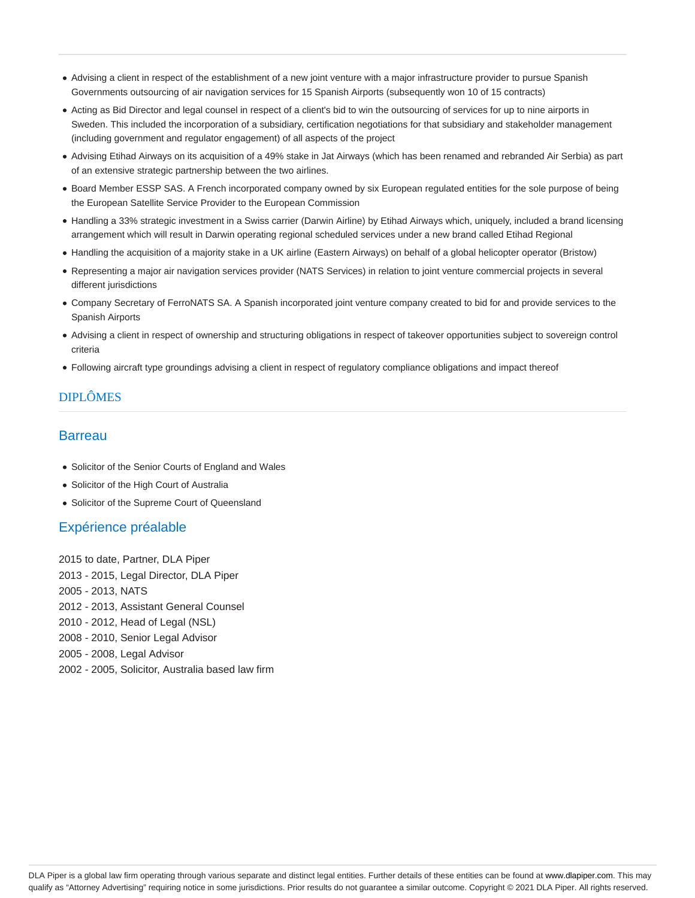- Advising a client in respect of the establishment of a new joint venture with a major infrastructure provider to pursue Spanish Governments outsourcing of air navigation services for 15 Spanish Airports (subsequently won 10 of 15 contracts)
- Acting as Bid Director and legal counsel in respect of a client's bid to win the outsourcing of services for up to nine airports in Sweden. This included the incorporation of a subsidiary, certification negotiations for that subsidiary and stakeholder management (including government and regulator engagement) of all aspects of the project
- Advising Etihad Airways on its acquisition of a 49% stake in Jat Airways (which has been renamed and rebranded Air Serbia) as part of an extensive strategic partnership between the two airlines.
- Board Member ESSP SAS. A French incorporated company owned by six European regulated entities for the sole purpose of being the European Satellite Service Provider to the European Commission
- Handling a 33% strategic investment in a Swiss carrier (Darwin Airline) by Etihad Airways which, uniquely, included a brand licensing arrangement which will result in Darwin operating regional scheduled services under a new brand called Etihad Regional
- Handling the acquisition of a majority stake in a UK airline (Eastern Airways) on behalf of a global helicopter operator (Bristow)
- Representing a major air navigation services provider (NATS Services) in relation to joint venture commercial projects in several different jurisdictions
- Company Secretary of FerroNATS SA. A Spanish incorporated joint venture company created to bid for and provide services to the Spanish Airports
- Advising a client in respect of ownership and structuring obligations in respect of takeover opportunities subject to sovereign control criteria
- Following aircraft type groundings advising a client in respect of regulatory compliance obligations and impact thereof

## DIPLÔMES

### Barreau

- Solicitor of the Senior Courts of England and Wales
- Solicitor of the High Court of Australia
- Solicitor of the Supreme Court of Queensland

### Expérience préalable

2015 to date, Partner, DLA Piper
2013 - 2015, Legal Director, DLA Piper
2005 - 2013, NATS
2012 - 2013, Assistant General Counsel
2010 - 2012, Head of Legal (NSL)
2008 - 2010, Senior Legal Advisor
2005 - 2008, Legal Advisor
2002 - 2005, Solicitor, Australia based law firm